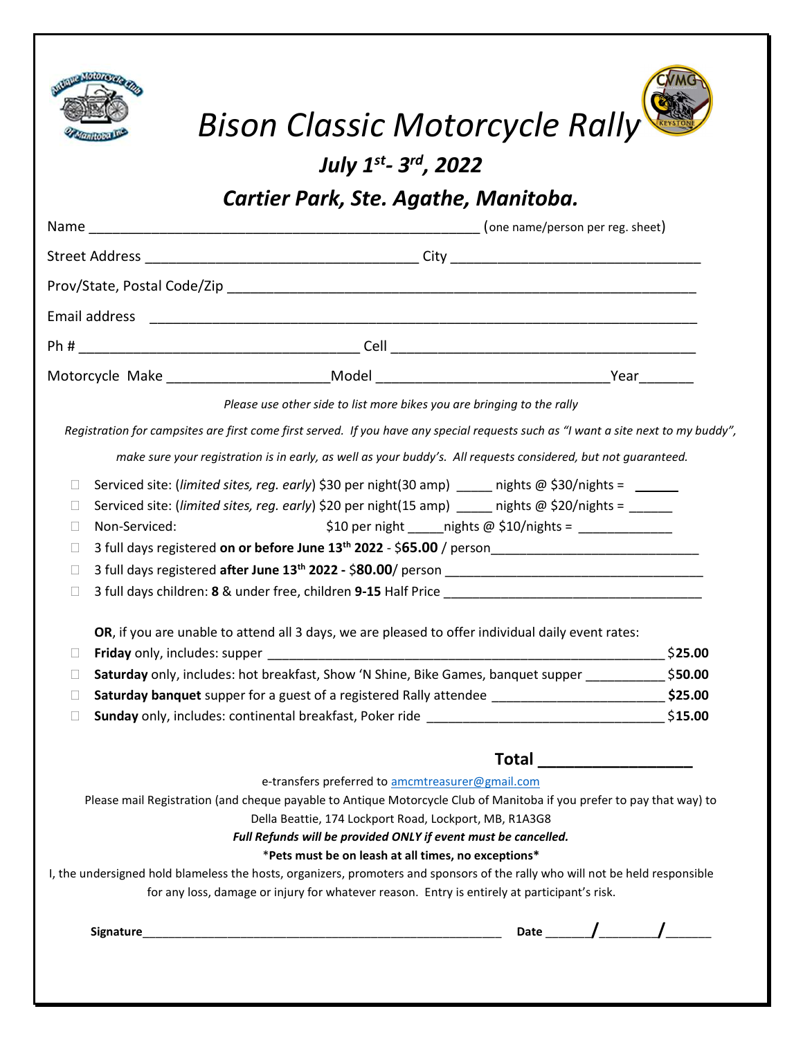# *Bison Classic Motorcycle Rally*

## *July 1st- 3rd, 2022*

## *Cartier Park, Ste. Agathe, Manitoba.*

Name ________________________________________________ (one name/person per reg. sheet)

Street Address ______________________________ City ____________________________

Prov/State, Postal Code/Zip ________________________________________________________

Email address ____________________________________________________________

Ph # _________________________________ Cell _____________________________________

Motorcycle Make ___________________Model ___________________________Year_______

*Please use other side to list more bikes you are bringing to the rally*

*Registration for campsites are first come first served. If you have any special requests such as "I want a site next to my buddy", make sure your registration is in early, as well as your buddy's. All requests considered, but not guaranteed.*

- ☐ Serviced site: (*limited sites, reg. early*) $30 per night(30 amp) _____ nights @ $30/nights = ______
- ☐ Serviced site: (*limited sites, reg. early*) $20 per night(15 amp) _____ nights @ $20/nights = ______
- ☐ Non-Serviced: $10 per night _____nights @ $10/nights = _____________
- ☐ 3 full days registered **on or before June 13th 2022** - $**65.00** / person____________________________
- ☐ 3 full days registered **after June 13th 2022 -** $**80.00**/ person ___________________________________
- ☐ 3 full days children: **8** & under free, children **9-15** Half Price ___________________________________

**OR**, if you are unable to attend all 3 days, we are pleased to offer individual daily event rates:

- ☐ **Friday** only, includes: supper ______________________________________________________ $**25.00**
- ☐ **Saturday** only, includes: hot breakfast, Show 'N Shine, Bike Games, banquet supper ___________ $**50.00**
- ☐ **Saturday banquet** supper for a guest of a registered Rally attendee ______________________ **$25.00**
- ☐ **Sunday** only, includes: continental breakfast, Poker ride ______________________________ $**15.00**

**Total ________________**

e-transfers preferred to amcmtreasurer@gmail.com

Please mail Registration (and cheque payable to Antique Motorcycle Club of Manitoba if you prefer to pay that way) to Della Beattie, 174 Lockport Road, Lockport, MB, R1A3G8

***Full Refunds will be provided ONLY if event must be cancelled.***

**\*Pets must be on leash at all times, no exceptions\***

I, the undersigned hold blameless the hosts, organizers, promoters and sponsors of the rally who will not be held responsible for any loss, damage or injury for whatever reason. Entry is entirely at participant's risk.

**Signature**_______________________________________________ **Date** ______/_______/______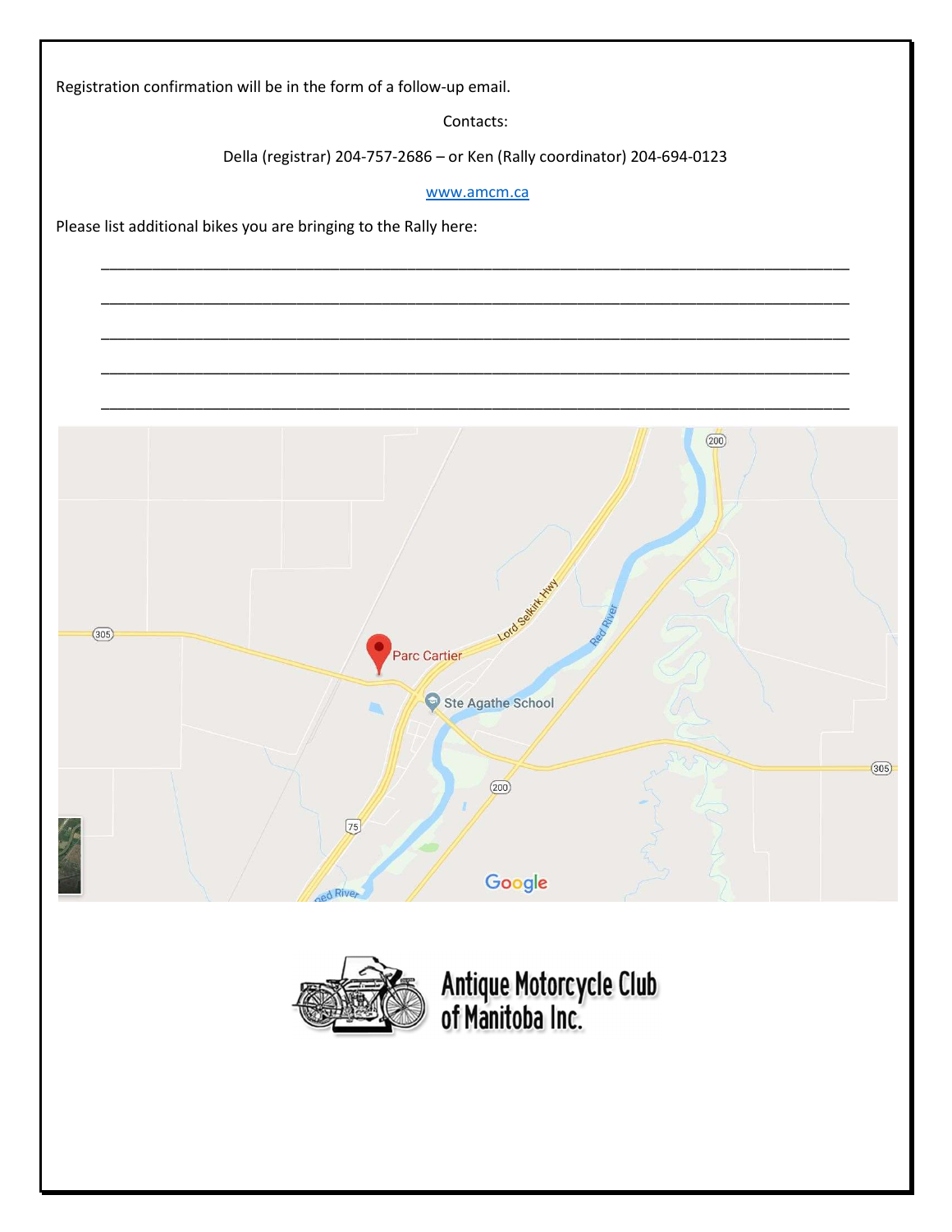Registration confirmation will be in the form of a follow-up email.

Contacts:

Della (registrar) 204-757-2686 – or Ken (Rally coordinator) 204-694-0123

www.amcm.ca

Please list additional bikes you are bringing to the Rally here:

\_\_\_\_\_\_\_\_\_\_\_\_\_\_\_\_\_\_\_\_\_\_\_\_\_\_\_\_\_\_\_\_\_\_\_\_\_\_\_\_\_\_\_\_\_\_\_\_\_\_\_\_\_\_\_\_\_\_\_\_\_\_\_\_\_\_\_\_\_\_\_\_\_\_\_\_

\_\_\_\_\_\_\_\_\_\_\_\_\_\_\_\_\_\_\_\_\_\_\_\_\_\_\_\_\_\_\_\_\_\_\_\_\_\_\_\_\_\_\_\_\_\_\_\_\_\_\_\_\_\_\_\_\_\_\_\_\_\_\_\_\_\_\_\_\_\_\_\_\_\_\_\_

\_\_\_\_\_\_\_\_\_\_\_\_\_\_\_\_\_\_\_\_\_\_\_\_\_\_\_\_\_\_\_\_\_\_\_\_\_\_\_\_\_\_\_\_\_\_\_\_\_\_\_\_\_\_\_\_\_\_\_\_\_\_\_\_\_\_\_\_\_\_\_\_\_\_\_\_

\_\_\_\_\_\_\_\_\_\_\_\_\_\_\_\_\_\_\_\_\_\_\_\_\_\_\_\_\_\_\_\_\_\_\_\_\_\_\_\_\_\_\_\_\_\_\_\_\_\_\_\_\_\_\_\_\_\_\_\_\_\_\_\_\_\_\_\_\_\_\_\_\_\_\_\_

\_\_\_\_\_\_\_\_\_\_\_\_\_\_\_\_\_\_\_\_\_\_\_\_\_\_\_\_\_\_\_\_\_\_\_\_\_\_\_\_\_\_\_\_\_\_\_\_\_\_\_\_\_\_\_\_\_\_\_\_\_\_\_\_\_\_\_\_\_\_\_\_\_\_\_\_

Parc Cartier

Ste Agathe School

Lord Selkirk Hwy

Red River

305

200

75

Google

Antique Motorcycle Club of Manitoba Inc.